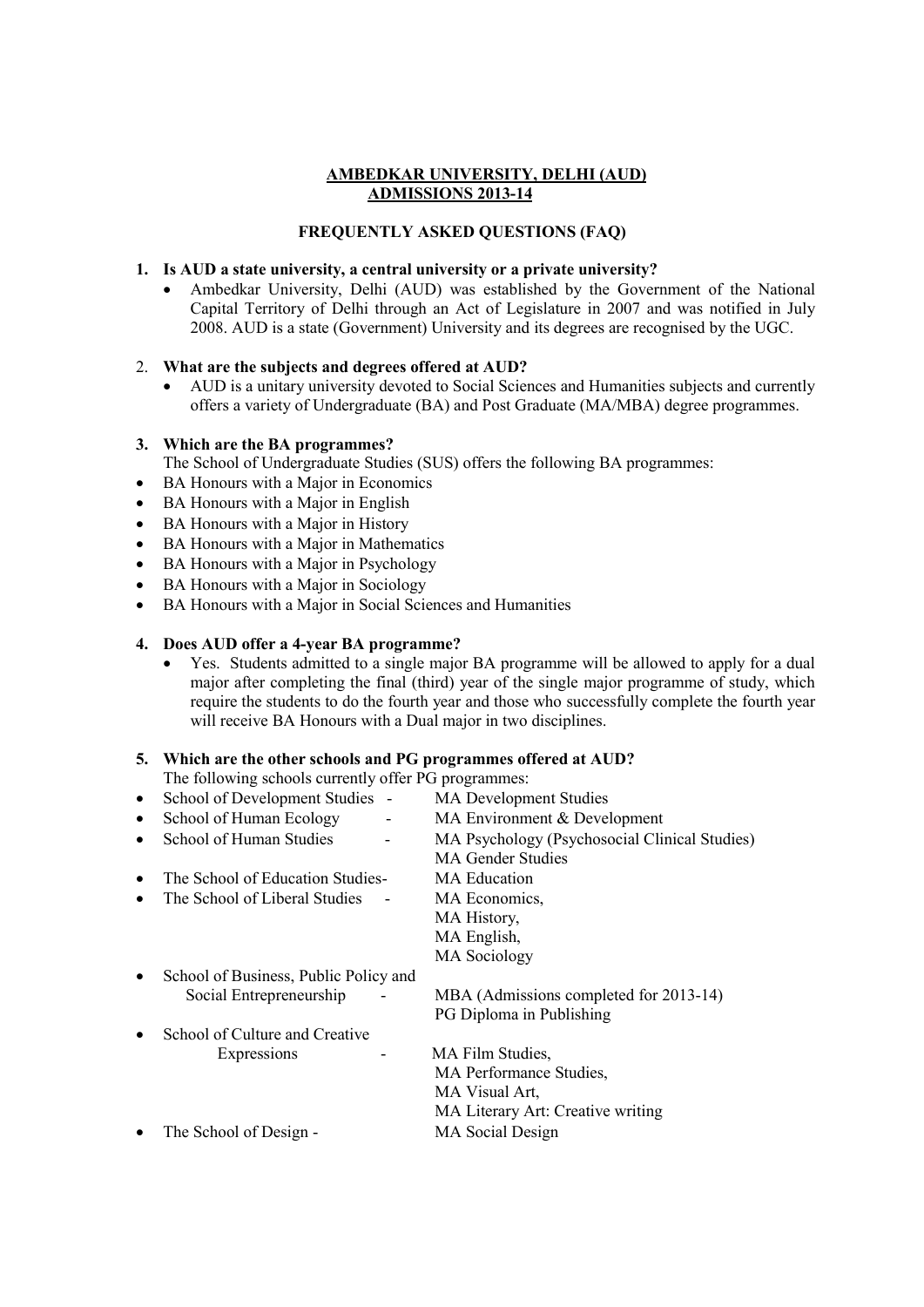# AMBEDKAR UNIVERSITY, DELHI (AUD)
# ADMISSIONS 2013-14

## FREQUENTLY ASKED QUESTIONS (FAQ)

**1. Is AUD a state university, a central university or a private university?**

- Ambedkar University, Delhi (AUD) was established by the Government of the National Capital Territory of Delhi through an Act of Legislature in 2007 and was notified in July 2008. AUD is a state (Government) University and its degrees are recognised by the UGC.

**2. What are the subjects and degrees offered at AUD?**

- AUD is a unitary university devoted to Social Sciences and Humanities subjects and currently offers a variety of Undergraduate (BA) and Post Graduate (MA/MBA) degree programmes.

**3. Which are the BA programmes?**

The School of Undergraduate Studies (SUS) offers the following BA programmes:

- BA Honours with a Major in Economics
- BA Honours with a Major in English
- BA Honours with a Major in History
- BA Honours with a Major in Mathematics
- BA Honours with a Major in Psychology
- BA Honours with a Major in Sociology
- BA Honours with a Major in Social Sciences and Humanities

**4. Does AUD offer a 4-year BA programme?**

- Yes. Students admitted to a single major BA programme will be allowed to apply for a dual major after completing the final (third) year of the single major programme of study, which require the students to do the fourth year and those who successfully complete the fourth year will receive BA Honours with a Dual major in two disciplines.

**5. Which are the other schools and PG programmes offered at AUD?**

The following schools currently offer PG programmes:

- School of Development Studies - MA Development Studies
- School of Human Ecology - MA Environment & Development
- School of Human Studies - MA Psychology (Psychosocial Clinical Studies), MA Gender Studies
- The School of Education Studies- MA Education
- The School of Liberal Studies - MA Economics, MA History, MA English, MA Sociology
- School of Business, Public Policy and Social Entrepreneurship - MBA (Admissions completed for 2013-14), PG Diploma in Publishing
- School of Culture and Creative Expressions - MA Film Studies, MA Performance Studies, MA Visual Art, MA Literary Art: Creative writing
- The School of Design - MA Social Design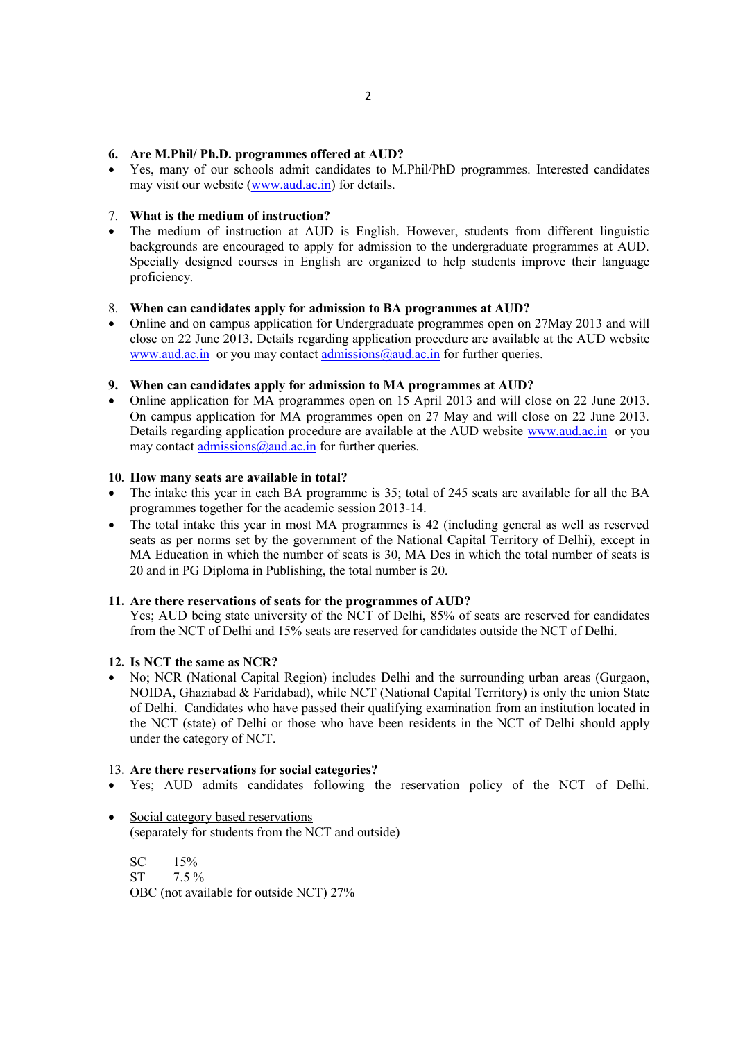**6. Are M.Phil/ Ph.D. programmes offered at AUD?**

- Yes, many of our schools admit candidates to M.Phil/PhD programmes. Interested candidates may visit our website (www.aud.ac.in) for details.

7. **What is the medium of instruction?**

- The medium of instruction at AUD is English. However, students from different linguistic backgrounds are encouraged to apply for admission to the undergraduate programmes at AUD. Specially designed courses in English are organized to help students improve their language proficiency.

8. **When can candidates apply for admission to BA programmes at AUD?**

- Online and on campus application for Undergraduate programmes open on 27May 2013 and will close on 22 June 2013. Details regarding application procedure are available at the AUD website www.aud.ac.in or you may contact admissions@aud.ac.in for further queries.

**9. When can candidates apply for admission to MA programmes at AUD?**

- Online application for MA programmes open on 15 April 2013 and will close on 22 June 2013. On campus application for MA programmes open on 27 May and will close on 22 June 2013. Details regarding application procedure are available at the AUD website www.aud.ac.in or you may contact admissions@aud.ac.in for further queries.

**10. How many seats are available in total?**

- The intake this year in each BA programme is 35; total of 245 seats are available for all the BA programmes together for the academic session 2013-14.
- The total intake this year in most MA programmes is 42 (including general as well as reserved seats as per norms set by the government of the National Capital Territory of Delhi), except in MA Education in which the number of seats is 30, MA Des in which the total number of seats is 20 and in PG Diploma in Publishing, the total number is 20.

**11. Are there reservations of seats for the programmes of AUD?**

Yes; AUD being state university of the NCT of Delhi, 85% of seats are reserved for candidates from the NCT of Delhi and 15% seats are reserved for candidates outside the NCT of Delhi.

**12. Is NCT the same as NCR?**

- No; NCR (National Capital Region) includes Delhi and the surrounding urban areas (Gurgaon, NOIDA, Ghaziabad & Faridabad), while NCT (National Capital Territory) is only the union State of Delhi. Candidates who have passed their qualifying examination from an institution located in the NCT (state) of Delhi or those who have been residents in the NCT of Delhi should apply under the category of NCT.

13. **Are there reservations for social categories?**

- Yes; AUD admits candidates following the reservation policy of the NCT of Delhi.
- Social category based reservations
  (separately for students from the NCT and outside)

  SC 15%
  ST 7.5 %
  OBC (not available for outside NCT) 27%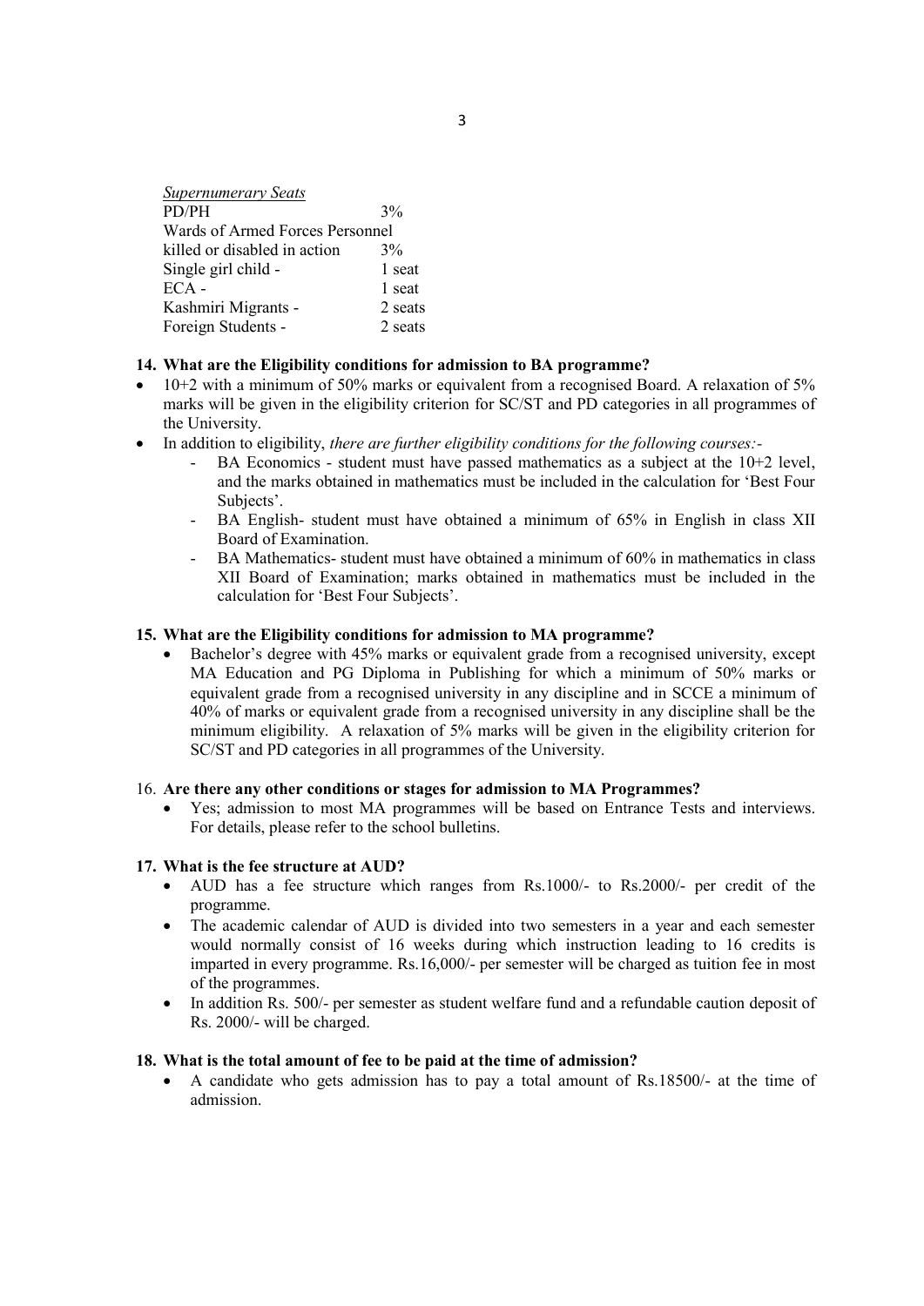*Supernumerary Seats*

| | |
|---|---|
| PD/PH | 3% |
| Wards of Armed Forces Personnel killed or disabled in action | 3% |
| Single girl child - | 1 seat |
| ECA - | 1 seat |
| Kashmiri Migrants - | 2 seats |
| Foreign Students - | 2 seats |

**14. What are the Eligibility conditions for admission to BA programme?**

- 10+2 with a minimum of 50% marks or equivalent from a recognised Board. A relaxation of 5% marks will be given in the eligibility criterion for SC/ST and PD categories in all programmes of the University.
- In addition to eligibility, *there are further eligibility conditions for the following courses:-*
  - BA Economics - student must have passed mathematics as a subject at the 10+2 level, and the marks obtained in mathematics must be included in the calculation for 'Best Four Subjects'.
  - BA English- student must have obtained a minimum of 65% in English in class XII Board of Examination.
  - BA Mathematics- student must have obtained a minimum of 60% in mathematics in class XII Board of Examination; marks obtained in mathematics must be included in the calculation for 'Best Four Subjects'.

**15. What are the Eligibility conditions for admission to MA programme?**

- Bachelor's degree with 45% marks or equivalent grade from a recognised university, except MA Education and PG Diploma in Publishing for which a minimum of 50% marks or equivalent grade from a recognised university in any discipline and in SCCE a minimum of 40% of marks or equivalent grade from a recognised university in any discipline shall be the minimum eligibility. A relaxation of 5% marks will be given in the eligibility criterion for SC/ST and PD categories in all programmes of the University.

16. **Are there any other conditions or stages for admission to MA Programmes?**

- Yes; admission to most MA programmes will be based on Entrance Tests and interviews. For details, please refer to the school bulletins.

**17. What is the fee structure at AUD?**

- AUD has a fee structure which ranges from Rs.1000/- to Rs.2000/- per credit of the programme.
- The academic calendar of AUD is divided into two semesters in a year and each semester would normally consist of 16 weeks during which instruction leading to 16 credits is imparted in every programme. Rs.16,000/- per semester will be charged as tuition fee in most of the programmes.
- In addition Rs. 500/- per semester as student welfare fund and a refundable caution deposit of Rs. 2000/- will be charged.

**18. What is the total amount of fee to be paid at the time of admission?**

- A candidate who gets admission has to pay a total amount of Rs.18500/- at the time of admission.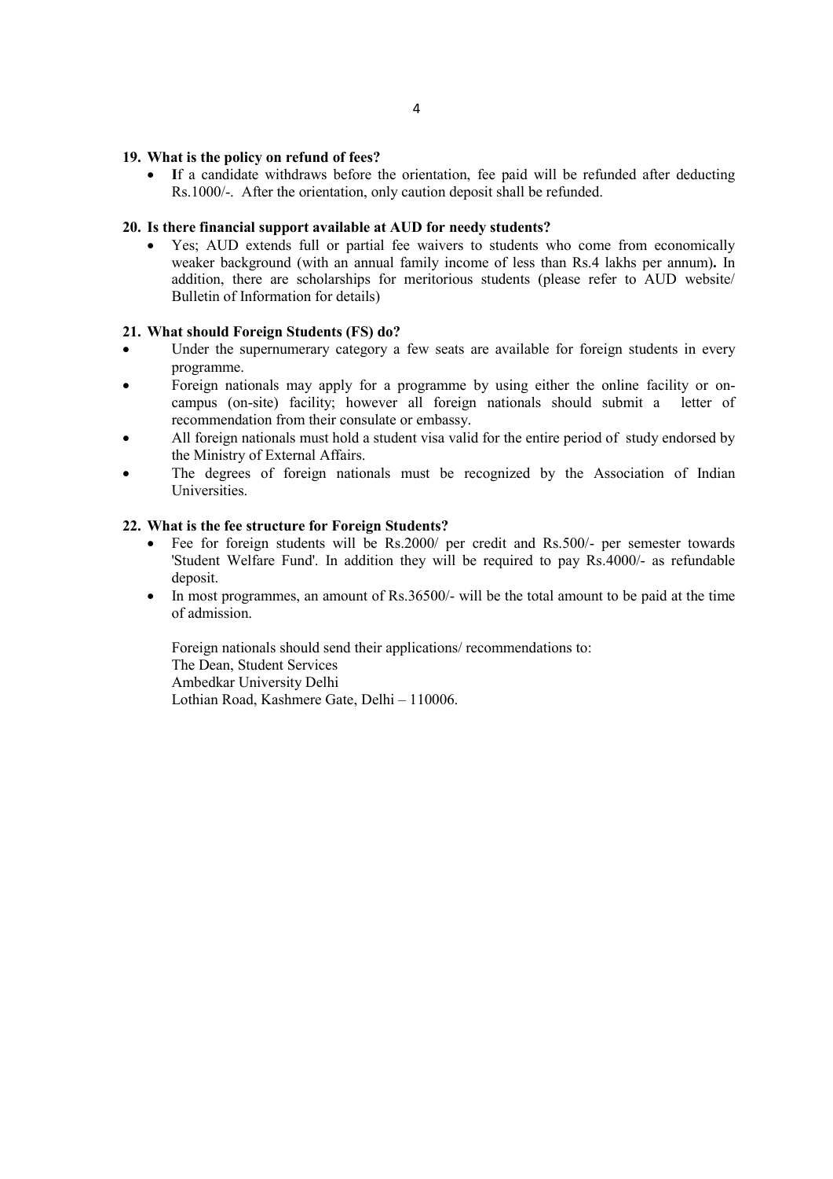**19. What is the policy on refund of fees?**

- **I**f a candidate withdraws before the orientation, fee paid will be refunded after deducting Rs.1000/-. After the orientation, only caution deposit shall be refunded.

**20. Is there financial support available at AUD for needy students?**

- Yes; AUD extends full or partial fee waivers to students who come from economically weaker background (with an annual family income of less than Rs.4 lakhs per annum)**.** In addition, there are scholarships for meritorious students (please refer to AUD website/ Bulletin of Information for details)

**21. What should Foreign Students (FS) do?**

- Under the supernumerary category a few seats are available for foreign students in every programme.
- Foreign nationals may apply for a programme by using either the online facility or on-campus (on-site) facility; however all foreign nationals should submit a letter of recommendation from their consulate or embassy.
- All foreign nationals must hold a student visa valid for the entire period of study endorsed by the Ministry of External Affairs.
- The degrees of foreign nationals must be recognized by the Association of Indian Universities.

**22. What is the fee structure for Foreign Students?**

- Fee for foreign students will be Rs.2000/ per credit and Rs.500/- per semester towards 'Student Welfare Fund'. In addition they will be required to pay Rs.4000/- as refundable deposit.
- In most programmes, an amount of Rs.36500/- will be the total amount to be paid at the time of admission.

Foreign nationals should send their applications/ recommendations to:
The Dean, Student Services
Ambedkar University Delhi
Lothian Road, Kashmere Gate, Delhi – 110006.